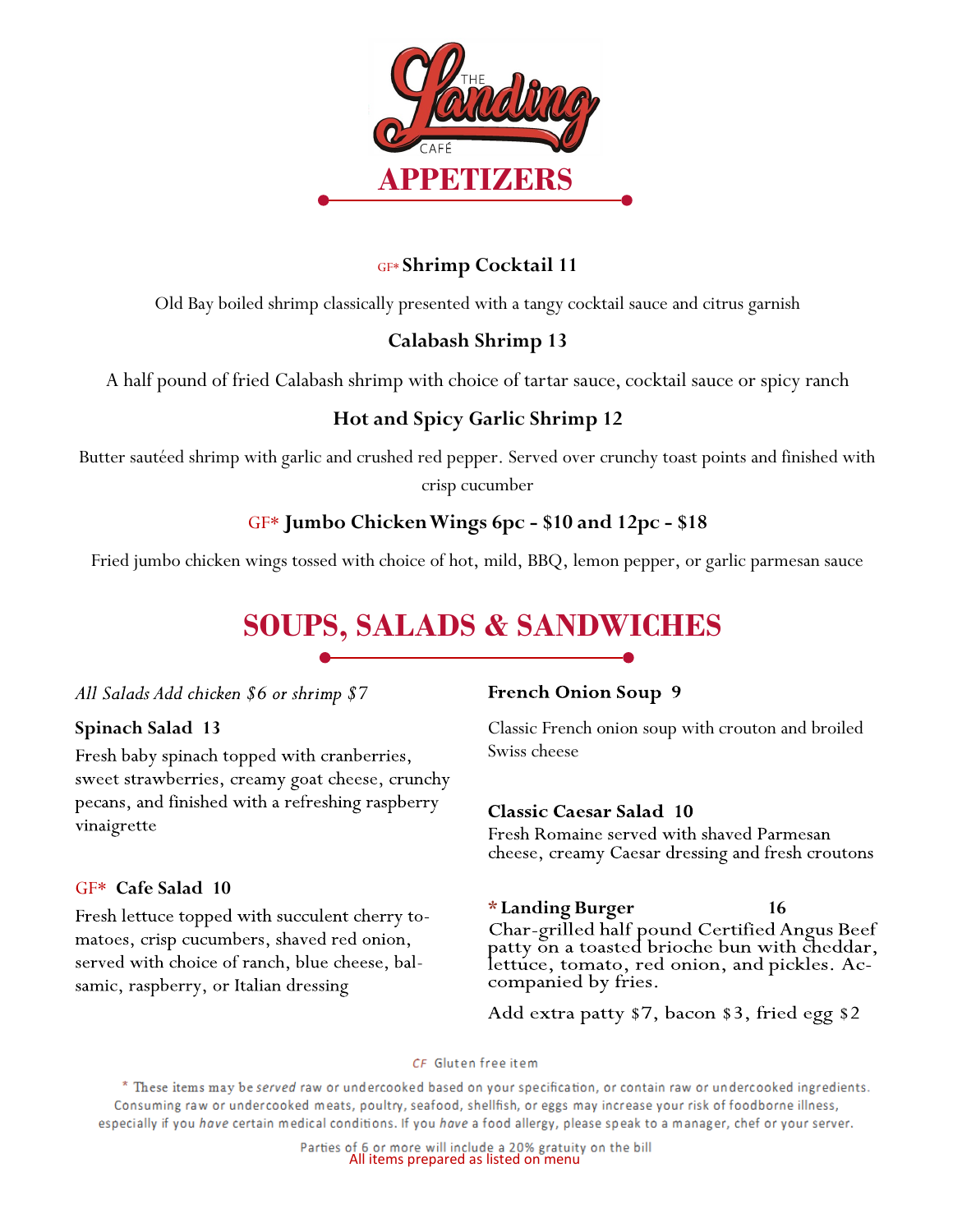# THE Landing CAFÉ

## APPETIZERS

### GF* Shrimp Cocktail 11

Old Bay boiled shrimp classically presented with a tangy cocktail sauce and citrus garnish

### Calabash Shrimp 13

A half pound of fried Calabash shrimp with choice of tartar sauce, cocktail sauce or spicy ranch

### Hot and Spicy Garlic Shrimp 12

Butter sautéed shrimp with garlic and crushed red pepper. Served over crunchy toast points and finished with crisp cucumber

### GF* Jumbo Chicken Wings 6pc - $10 and 12pc - $18

Fried jumbo chicken wings tossed with choice of hot, mild, BBQ, lemon pepper, or garlic parmesan sauce

## SOUPS, SALADS & SANDWICHES

*All Salads Add chicken $6 or shrimp $7*

**Spinach Salad 13**

Fresh baby spinach topped with cranberries, sweet strawberries, creamy goat cheese, crunchy pecans, and finished with a refreshing raspberry vinaigrette

**GF* Cafe Salad 10**

Fresh lettuce topped with succulent cherry tomatoes, crisp cucumbers, shaved red onion, served with choice of ranch, blue cheese, balsamic, raspberry, or Italian dressing

**French Onion Soup 9**

Classic French onion soup with crouton and broiled Swiss cheese

**Classic Caesar Salad 10**

Fresh Romaine served with shaved Parmesan cheese, creamy Caesar dressing and fresh croutons

**\*Landing Burger 16**

Char-grilled half pound Certified Angus Beef patty on a toasted brioche bun with cheddar, lettuce, tomato, red onion, and pickles. Accompanied by fries.

Add extra patty $7, bacon $3, fried egg $2

CF Gluten free item

\* These items may be *served* raw or undercooked based on your specification, or contain raw or undercooked ingredients. Consuming raw or undercooked meats, poultry, seafood, shellfish, or eggs may increase your risk of foodborne illness, especially if you *have* certain medical conditions. If you *have* a food allergy, please speak to a manager, chef or your server.

Parties of 6 or more will include a 20% gratuity on the bill

All items prepared as listed on menu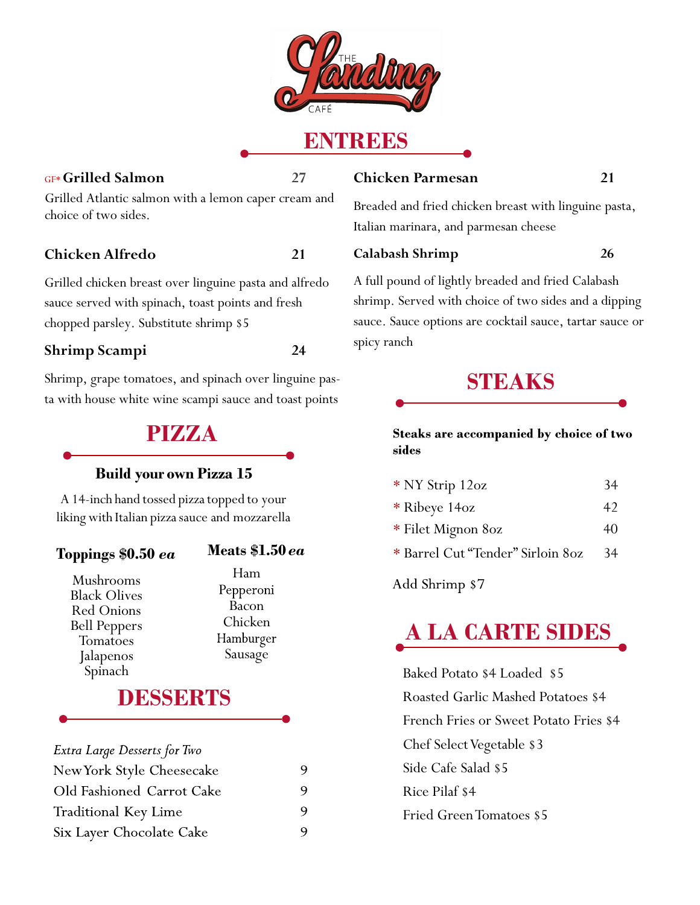# THE Landing CAFÉ

## ENTREES

**GF\* Grilled Salmon** 27

Grilled Atlantic salmon with a lemon caper cream and choice of two sides.

**Chicken Alfredo** 21

Grilled chicken breast over linguine pasta and alfredo sauce served with spinach, toast points and fresh chopped parsley. Substitute shrimp $5

**Shrimp Scampi** 24

Shrimp, grape tomatoes, and spinach over linguine pasta with house white wine scampi sauce and toast points

**Chicken Parmesan** 21

Breaded and fried chicken breast with linguine pasta, Italian marinara, and parmesan cheese

**Calabash Shrimp** 26

A full pound of lightly breaded and fried Calabash shrimp. Served with choice of two sides and a dipping sauce. Sauce options are cocktail sauce, tartar sauce or spicy ranch

## PIZZA

**Build your own Pizza 15**

A 14-inch hand tossed pizza topped to your liking with Italian pizza sauce and mozzarella

**Toppings $0.50 *ea***

Mushrooms
Black Olives
Red Onions
Bell Peppers
Tomatoes
Jalapenos
Spinach

**Meats $1.50 *ea***

Ham
Pepperoni
Bacon
Chicken
Hamburger
Sausage

## DESSERTS

*Extra Large Desserts for Two*

| | |
|---|---|
| New York Style Cheesecake | 9 |
| Old Fashioned Carrot Cake | 9 |
| Traditional Key Lime | 9 |
| Six Layer Chocolate Cake | 9 |

## STEAKS

**Steaks are accompanied by choice of two sides**

| | |
|---|---|
| * NY Strip 12oz | 34 |
| * Ribeye 14oz | 42 |
| * Filet Mignon 8oz | 40 |
| * Barrel Cut "Tender" Sirloin 8oz | 34 |

Add Shrimp $7

## A LA CARTE SIDES

Baked Potato $4 Loaded $5
Roasted Garlic Mashed Potatoes $4
French Fries or Sweet Potato Fries $4
Chef Select Vegetable $3
Side Cafe Salad $5
Rice Pilaf $4
Fried Green Tomatoes $5